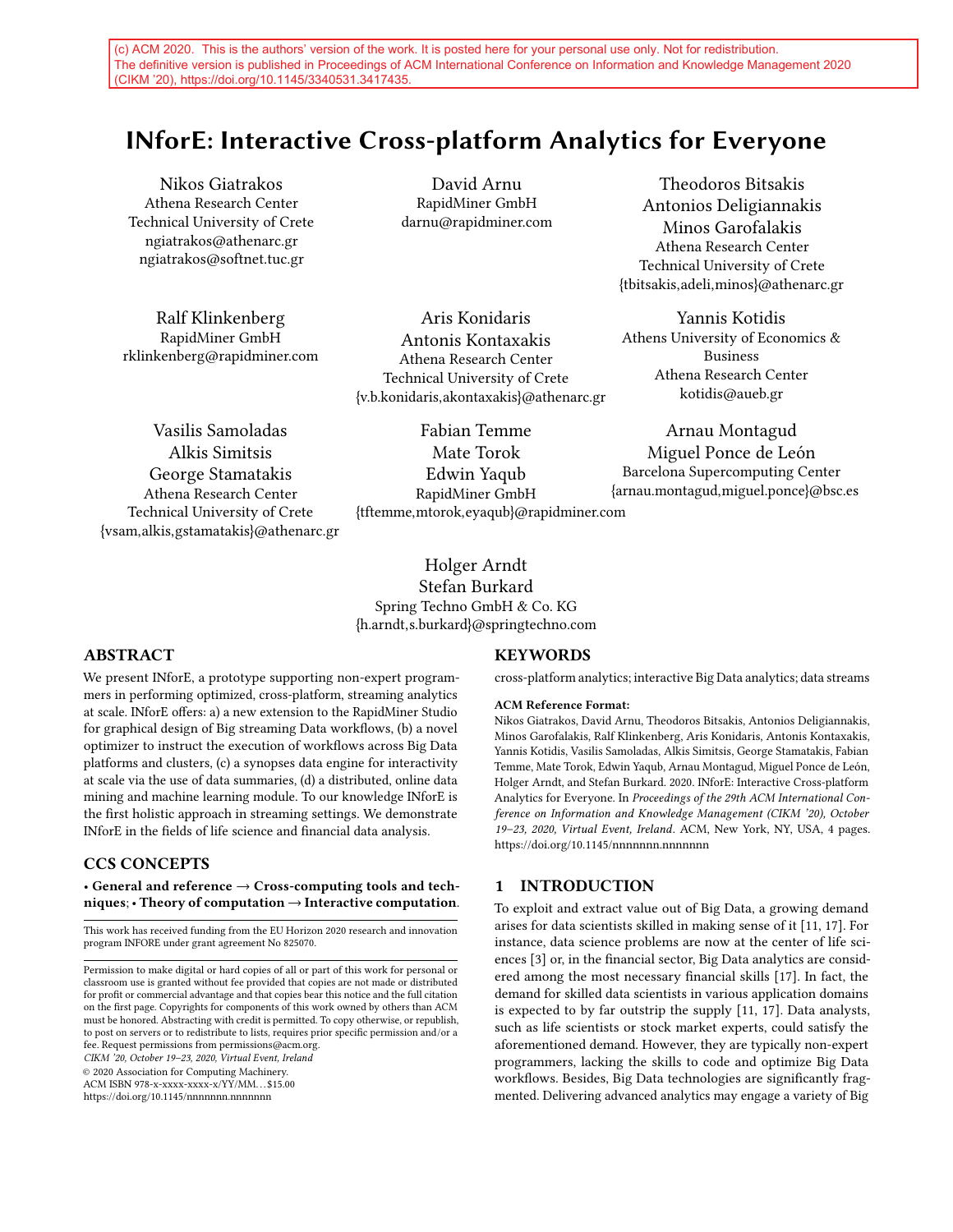(c) ACM 2020. This is the authors' version of the work. It is posted here for your personal use only. Not for redistribution. The definitive version is published in Proceedings of ACM International Conference on Information and Knowledge Management 2020 (CIKM '20), https://doi.org/10.1145/3340531.3417435.

# INforE: Interactive Cross-platform Analytics for Everyone

Nikos Giatrakos
Athena Research Center
Technical University of Crete
ngiatrakos@athenarc.gr
ngiatrakos@softnet.tuc.gr

David Arnu
RapidMiner GmbH
darnu@rapidminer.com

Theodoros Bitsakis
Antonios Deligiannakis
Minos Garofalakis
Athena Research Center
Technical University of Crete
{tbitsakis,adeli,minos}@athenarc.gr

Ralf Klinkenberg
RapidMiner GmbH
rklinkenberg@rapidminer.com

Aris Konidaris
Antonis Kontaxakis
Athena Research Center
Technical University of Crete
{v.b.konidaris,akontaxakis}@athenarc.gr

Yannis Kotidis
Athens University of Economics & Business
Athena Research Center
kotidis@aueb.gr

Vasilis Samoladas
Alkis Simitsis
George Stamatakis
Athena Research Center
Technical University of Crete
{vsam,alkis,gstamatakis}@athenarc.gr

Fabian Temme
Mate Torok
Edwin Yaqub
RapidMiner GmbH
{tftemme,mtorok,eyaqub}@rapidminer.com

Arnau Montagud
Miguel Ponce de León
Barcelona Supercomputing Center
{arnau.montagud,miguel.ponce}@bsc.es

Holger Arndt
Stefan Burkard
Spring Techno GmbH & Co. KG
{h.arndt,s.burkard}@springtechno.com

## ABSTRACT

We present INforE, a prototype supporting non-expert programmers in performing optimized, cross-platform, streaming analytics at scale. INforE offers: a) a new extension to the RapidMiner Studio for graphical design of Big streaming Data workflows, (b) a novel optimizer to instruct the execution of workflows across Big Data platforms and clusters, (c) a synopses data engine for interactivity at scale via the use of data summaries, (d) a distributed, online data mining and machine learning module. To our knowledge INforE is the first holistic approach in streaming settings. We demonstrate INforE in the fields of life science and financial data analysis.

## CCS CONCEPTS

• **General and reference → Cross-computing tools and techniques**; • **Theory of computation → Interactive computation**.

This work has received funding from the EU Horizon 2020 research and innovation program INFORE under grant agreement No 825070.

Permission to make digital or hard copies of all or part of this work for personal or classroom use is granted without fee provided that copies are not made or distributed for profit or commercial advantage and that copies bear this notice and the full citation on the first page. Copyrights for components of this work owned by others than ACM must be honored. Abstracting with credit is permitted. To copy otherwise, or republish, to post on servers or to redistribute to lists, requires prior specific permission and/or a fee. Request permissions from permissions@acm.org.
*CIKM '20, October 19–23, 2020, Virtual Event, Ireland*
© 2020 Association for Computing Machinery.
ACM ISBN 978-x-xxxx-xxxx-x/YY/MM...$15.00
https://doi.org/10.1145/nnnnnnn.nnnnnnn

## KEYWORDS

cross-platform analytics; interactive Big Data analytics; data streams

**ACM Reference Format:**
Nikos Giatrakos, David Arnu, Theodoros Bitsakis, Antonios Deligiannakis, Minos Garofalakis, Ralf Klinkenberg, Aris Konidaris, Antonis Kontaxakis, Yannis Kotidis, Vasilis Samoladas, Alkis Simitsis, George Stamatakis, Fabian Temme, Mate Torok, Edwin Yaqub, Arnau Montagud, Miguel Ponce de León, Holger Arndt, and Stefan Burkard. 2020. INforE: Interactive Cross-platform Analytics for Everyone. In *Proceedings of the 29th ACM International Conference on Information and Knowledge Management (CIKM '20), October 19–23, 2020, Virtual Event, Ireland*. ACM, New York, NY, USA, 4 pages. https://doi.org/10.1145/nnnnnnn.nnnnnnn

## 1 INTRODUCTION

To exploit and extract value out of Big Data, a growing demand arises for data scientists skilled in making sense of it [11, 17]. For instance, data science problems are now at the center of life sciences [3] or, in the financial sector, Big Data analytics are considered among the most necessary financial skills [17]. In fact, the demand for skilled data scientists in various application domains is expected to by far outstrip the supply [11, 17]. Data analysts, such as life scientists or stock market experts, could satisfy the aforementioned demand. However, they are typically non-expert programmers, lacking the skills to code and optimize Big Data workflows. Besides, Big Data technologies are significantly fragmented. Delivering advanced analytics may engage a variety of Big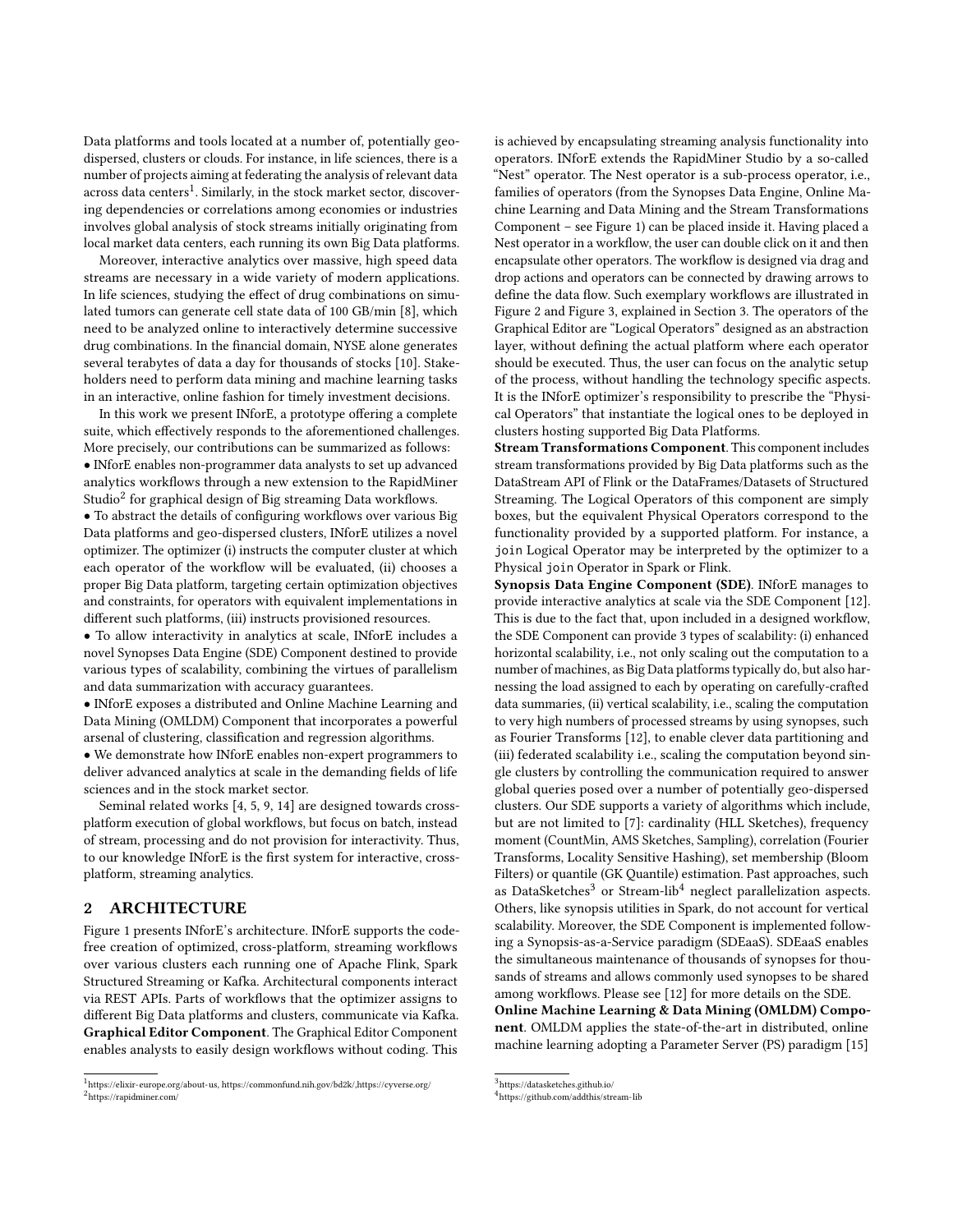Data platforms and tools located at a number of, potentially geo-dispersed, clusters or clouds. For instance, in life sciences, there is a number of projects aiming at federating the analysis of relevant data across data centers[1]. Similarly, in the stock market sector, discovering dependencies or correlations among economies or industries involves global analysis of stock streams initially originating from local market data centers, each running its own Big Data platforms.

Moreover, interactive analytics over massive, high speed data streams are necessary in a wide variety of modern applications. In life sciences, studying the effect of drug combinations on simulated tumors can generate cell state data of 100 GB/min [8], which need to be analyzed online to interactively determine successive drug combinations. In the financial domain, NYSE alone generates several terabytes of data a day for thousands of stocks [10]. Stakeholders need to perform data mining and machine learning tasks in an interactive, online fashion for timely investment decisions.

In this work we present INforE, a prototype offering a complete suite, which effectively responds to the aforementioned challenges. More precisely, our contributions can be summarized as follows:

- INforE enables non-programmer data analysts to set up advanced analytics workflows through a new extension to the RapidMiner Studio[2] for graphical design of Big streaming Data workflows.
- To abstract the details of configuring workflows over various Big Data platforms and geo-dispersed clusters, INforE utilizes a novel optimizer. The optimizer (i) instructs the computer cluster at which each operator of the workflow will be evaluated, (ii) chooses a proper Big Data platform, targeting certain optimization objectives and constraints, for operators with equivalent implementations in different such platforms, (iii) instructs provisioned resources.
- To allow interactivity in analytics at scale, INforE includes a novel Synopses Data Engine (SDE) Component destined to provide various types of scalability, combining the virtues of parallelism and data summarization with accuracy guarantees.
- INforE exposes a distributed and Online Machine Learning and Data Mining (OMLDM) Component that incorporates a powerful arsenal of clustering, classification and regression algorithms.
- We demonstrate how INforE enables non-expert programmers to deliver advanced analytics at scale in the demanding fields of life sciences and in the stock market sector.

Seminal related works [4, 5, 9, 14] are designed towards cross-platform execution of global workflows, but focus on batch, instead of stream, processing and do not provision for interactivity. Thus, to our knowledge INforE is the first system for interactive, cross-platform, streaming analytics.

## 2 ARCHITECTURE

Figure 1 presents INforE's architecture. INforE supports the code-free creation of optimized, cross-platform, streaming workflows over various clusters each running one of Apache Flink, Spark Structured Streaming or Kafka. Architectural components interact via REST APIs. Parts of workflows that the optimizer assigns to different Big Data platforms and clusters, communicate via Kafka.

**Graphical Editor Component**. The Graphical Editor Component enables analysts to easily design workflows without coding. This is achieved by encapsulating streaming analysis functionality into operators. INforE extends the RapidMiner Studio by a so-called "Nest" operator. The Nest operator is a sub-process operator, i.e., families of operators (from the Synopses Data Engine, Online Machine Learning and Data Mining and the Stream Transformations Component – see Figure 1) can be placed inside it. Having placed a Nest operator in a workflow, the user can double click on it and then encapsulate other operators. The workflow is designed via drag and drop actions and operators can be connected by drawing arrows to define the data flow. Such exemplary workflows are illustrated in Figure 2 and Figure 3, explained in Section 3. The operators of the Graphical Editor are "Logical Operators" designed as an abstraction layer, without defining the actual platform where each operator should be executed. Thus, the user can focus on the analytic setup of the process, without handling the technology specific aspects. It is the INforE optimizer's responsibility to prescribe the "Physical Operators" that instantiate the logical ones to be deployed in clusters hosting supported Big Data Platforms.

**Stream Transformations Component**. This component includes stream transformations provided by Big Data platforms such as the DataStream API of Flink or the DataFrames/Datasets of Structured Streaming. The Logical Operators of this component are simply boxes, but the equivalent Physical Operators correspond to the functionality provided by a supported platform. For instance, a `join` Logical Operator may be interpreted by the optimizer to a Physical `join` Operator in Spark or Flink.

**Synopsis Data Engine Component (SDE)**. INforE manages to provide interactive analytics at scale via the SDE Component [12]. This is due to the fact that, upon included in a designed workflow, the SDE Component can provide 3 types of scalability: (i) enhanced horizontal scalability, i.e., not only scaling out the computation to a number of machines, as Big Data platforms typically do, but also harnessing the load assigned to each by operating on carefully-crafted data summaries, (ii) vertical scalability, i.e., scaling the computation to very high numbers of processed streams by using synopses, such as Fourier Transforms [12], to enable clever data partitioning and (iii) federated scalability i.e., scaling the computation beyond single clusters by controlling the communication required to answer global queries posed over a number of potentially geo-dispersed clusters. Our SDE supports a variety of algorithms which include, but are not limited to [7]: cardinality (HLL Sketches), frequency moment (CountMin, AMS Sketches, Sampling), correlation (Fourier Transforms, Locality Sensitive Hashing), set membership (Bloom Filters) or quantile (GK Quantile) estimation. Past approaches, such as DataSketches[3] or Stream-lib[4] neglect parallelization aspects. Others, like synopsis utilities in Spark, do not account for vertical scalability. Moreover, the SDE Component is implemented following a Synopsis-as-a-Service paradigm (SDEaaS). SDEaaS enables the simultaneous maintenance of thousands of synopses for thousands of streams and allows commonly used synopses to be shared among workflows. Please see [12] for more details on the SDE.

**Online Machine Learning & Data Mining (OMLDM) Component**. OMLDM applies the state-of-the-art in distributed, online machine learning adopting a Parameter Server (PS) paradigm [15]

[1] https://elixir-europe.org/about-us, https://commonfund.nih.gov/bd2k/,https://cyverse.org/

[2] https://rapidminer.com/

[3] https://datasketches.github.io/

[4] https://github.com/addthis/stream-lib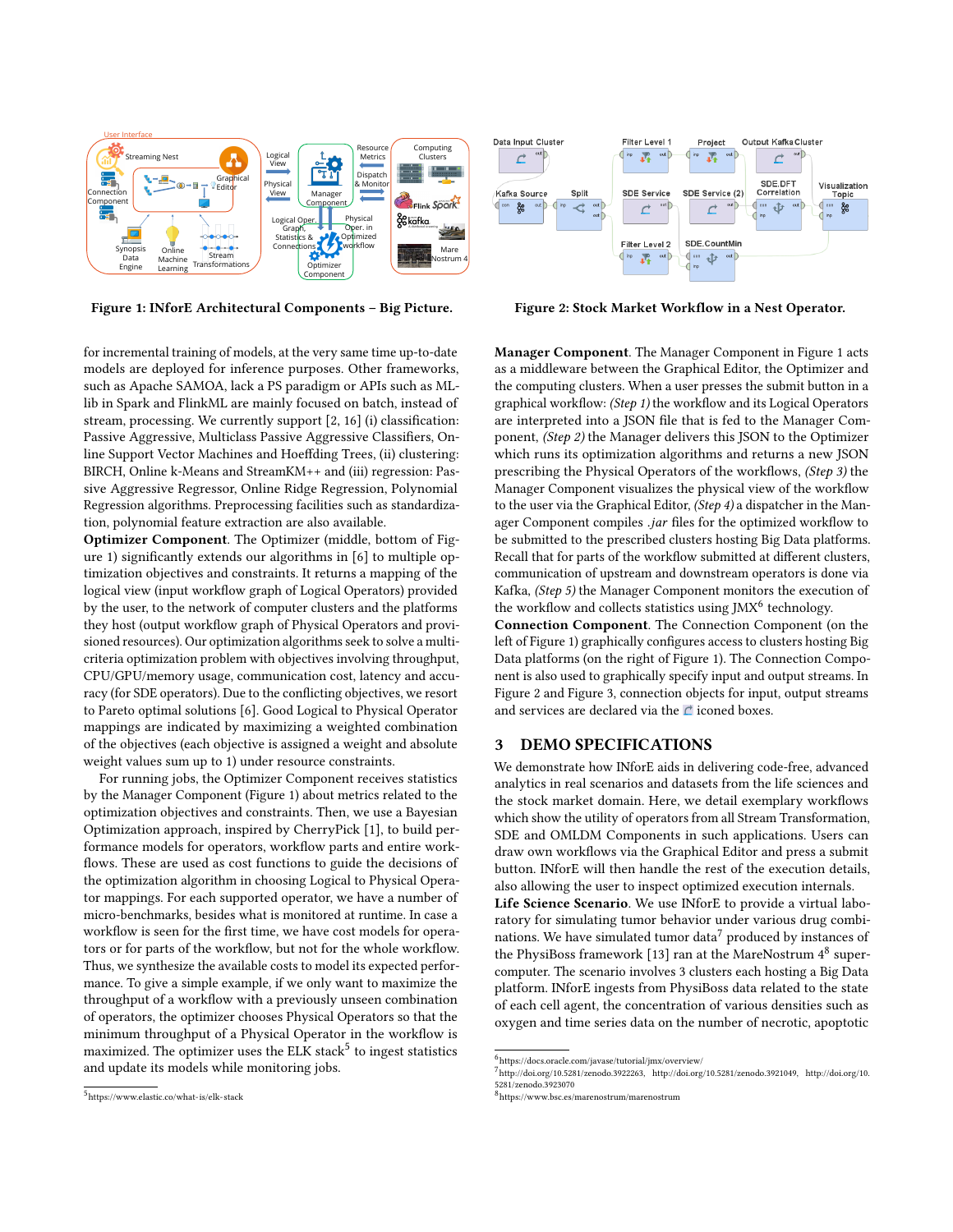Figure 1: INforE Architectural Components – Big Picture.

Figure 2: Stock Market Workflow in a Nest Operator.

for incremental training of models, at the very same time up-to-date models are deployed for inference purposes. Other frameworks, such as Apache SAMOA, lack a PS paradigm or APIs such as MLlib in Spark and FlinkML are mainly focused on batch, instead of stream, processing. We currently support [2, 16] (i) classification: Passive Aggressive, Multiclass Passive Aggressive Classifiers, Online Support Vector Machines and Hoeffding Trees, (ii) clustering: BIRCH, Online k-Means and StreamKM++ and (iii) regression: Passive Aggressive Regressor, Online Ridge Regression, Polynomial Regression algorithms. Preprocessing facilities such as standardization, polynomial feature extraction are also available.

**Optimizer Component**. The Optimizer (middle, bottom of Figure 1) significantly extends our algorithms in [6] to multiple optimization objectives and constraints. It returns a mapping of the logical view (input workflow graph of Logical Operators) provided by the user, to the network of computer clusters and the platforms they host (output workflow graph of Physical Operators and provisioned resources). Our optimization algorithms seek to solve a multi-criteria optimization problem with objectives involving throughput, CPU/GPU/memory usage, communication cost, latency and accuracy (for SDE operators). Due to the conflicting objectives, we resort to Pareto optimal solutions [6]. Good Logical to Physical Operator mappings are indicated by maximizing a weighted combination of the objectives (each objective is assigned a weight and absolute weight values sum up to 1) under resource constraints.

For running jobs, the Optimizer Component receives statistics by the Manager Component (Figure 1) about metrics related to the optimization objectives and constraints. Then, we use a Bayesian Optimization approach, inspired by CherryPick [1], to build performance models for operators, workflow parts and entire workflows. These are used as cost functions to guide the decisions of the optimization algorithm in choosing Logical to Physical Operator mappings. For each supported operator, we have a number of micro-benchmarks, besides what is monitored at runtime. In case a workflow is seen for the first time, we have cost models for operators or for parts of the workflow, but not for the whole workflow. Thus, we synthesize the available costs to model its expected performance. To give a simple example, if we only want to maximize the throughput of a workflow with a previously unseen combination of operators, the optimizer chooses Physical Operators so that the minimum throughput of a Physical Operator in the workflow is maximized. The optimizer uses the ELK stack[5] to ingest statistics and update its models while monitoring jobs.

**Manager Component**. The Manager Component in Figure 1 acts as a middleware between the Graphical Editor, the Optimizer and the computing clusters. When a user presses the submit button in a graphical workflow: *(Step 1)* the workflow and its Logical Operators are interpreted into a JSON file that is fed to the Manager Component, *(Step 2)* the Manager delivers this JSON to the Optimizer which runs its optimization algorithms and returns a new JSON prescribing the Physical Operators of the workflows, *(Step 3)* the Manager Component visualizes the physical view of the workflow to the user via the Graphical Editor, *(Step 4)* a dispatcher in the Manager Component compiles *.jar* files for the optimized workflow to be submitted to the prescribed clusters hosting Big Data platforms. Recall that for parts of the workflow submitted at different clusters, communication of upstream and downstream operators is done via Kafka, *(Step 5)* the Manager Component monitors the execution of the workflow and collects statistics using JMX[6] technology.

**Connection Component**. The Connection Component (on the left of Figure 1) graphically configures access to clusters hosting Big Data platforms (on the right of Figure 1). The Connection Component is also used to graphically specify input and output streams. In Figure 2 and Figure 3, connection objects for input, output streams and services are declared via the iconed boxes.

## 3 DEMO SPECIFICATIONS

We demonstrate how INforE aids in delivering code-free, advanced analytics in real scenarios and datasets from the life sciences and the stock market domain. Here, we detail exemplary workflows which show the utility of operators from all Stream Transformation, SDE and OMLDM Components in such applications. Users can draw own workflows via the Graphical Editor and press a submit button. INforE will then handle the rest of the execution details, also allowing the user to inspect optimized execution internals.

**Life Science Scenario**. We use INforE to provide a virtual laboratory for simulating tumor behavior under various drug combinations. We have simulated tumor data[7] produced by instances of the PhysiBoss framework [13] ran at the MareNostrum 4[8] supercomputer. The scenario involves 3 clusters each hosting a Big Data platform. INforE ingests from PhysiBoss data related to the state of each cell agent, the concentration of various densities such as oxygen and time series data on the number of necrotic, apoptotic

[5] https://www.elastic.co/what-is/elk-stack

[6] https://docs.oracle.com/javase/tutorial/jmx/overview/

[7] http://doi.org/10.5281/zenodo.3922263, http://doi.org/10.5281/zenodo.3921049, http://doi.org/10.5281/zenodo.3923070

[8] https://www.bsc.es/marenostrum/marenostrum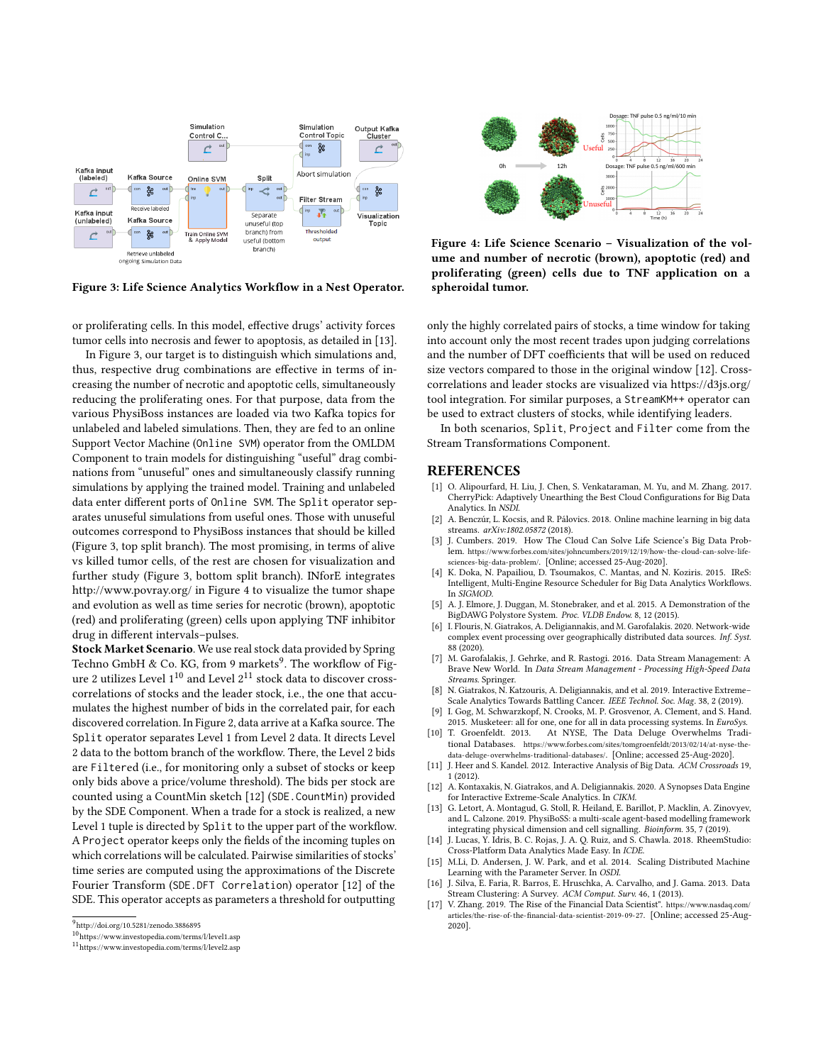Simulation Control C...

Kafka input (labeled)

Kafka Source

Receive labeled

Online SVM

Train Online SVM & Apply Model

Split

Separate unuseful (top branch) from useful (bottom branch)

Simulation Control Topic

Abort simulation

Filter Stream

Thresholded output

Output Kafka Cluster

Visualization Topic

Kafka input (unlabeled)

Kafka Source

Retrieve unlabeled ongoing Simulation Data

**Figure 3: Life Science Analytics Workflow in a Nest Operator.**

Dosage: TNF pulse 0.5 ng/ml/10 min

Useful

0h

12h

Dosage: TNF pulse 0.5 ng/ml/600 min

Unuseful

Cells

Time (h)

**Figure 4: Life Science Scenario – Visualization of the volume and number of necrotic (brown), apoptotic (red) and proliferating (green) cells due to TNF application on a spheroidal tumor.**

or proliferating cells. In this model, effective drugs' activity forces tumor cells into necrosis and fewer to apoptosis, as detailed in [13].

In Figure 3, our target is to distinguish which simulations and, thus, respective drug combinations are effective in terms of increasing the number of necrotic and apoptotic cells, simultaneously reducing the proliferating ones. For that purpose, data from the various PhysiBoss instances are loaded via two Kafka topics for unlabeled and labeled simulations. Then, they are fed to an online Support Vector Machine (`Online SVM`) operator from the OMLDM Component to train models for distinguishing "useful" drug combinations from "unuseful" ones and simultaneously classify running simulations by applying the trained model. Training and unlabeled data enter different ports of `Online SVM`. The `Split` operator separates unuseful simulations from useful ones. Those with unuseful outcomes correspond to PhysiBoss instances that should be killed (Figure 3, top split branch). The most promising, in terms of alive vs killed tumor cells, of the rest are chosen for visualization and further study (Figure 3, bottom split branch). INforE integrates http://www.povray.org/ in Figure 4 to visualize the tumor shape and evolution as well as time series for necrotic (brown), apoptotic (red) and proliferating (green) cells upon applying TNF inhibitor drug in different intervals–pulses.

**Stock Market Scenario**. We use real stock data provided by Spring Techno GmbH & Co. KG, from 9 markets[9]. The workflow of Figure 2 utilizes Level 1[10] and Level 2[11] stock data to discover cross-correlations of stocks and the leader stock, i.e., the one that accumulates the highest number of bids in the correlated pair, for each discovered correlation. In Figure 2, data arrive at a Kafka source. The `Split` operator separates Level 1 from Level 2 data. It directs Level 2 data to the bottom branch of the workflow. There, the Level 2 bids are `Filtered` (i.e., for monitoring only a subset of stocks or keep only bids above a price/volume threshold). The bids per stock are counted using a CountMin sketch [12] (`SDE.CountMin`) provided by the SDE Component. When a trade for a stock is realized, a new Level 1 tuple is directed by `Split` to the upper part of the workflow. A `Project` operator keeps only the fields of the incoming tuples on which correlations will be calculated. Pairwise similarities of stocks' time series are computed using the approximations of the Discrete Fourier Transform (`SDE.DFT Correlation`) operator [12] of the SDE. This operator accepts as parameters a threshold for outputting only the highly correlated pairs of stocks, a time window for taking into account only the most recent trades upon judging correlations and the number of DFT coefficients that will be used on reduced size vectors compared to those in the original window [12]. Cross-correlations and leader stocks are visualized via https://d3js.org/ tool integration. For similar purposes, a `StreamKM++` operator can be used to extract clusters of stocks, while identifying leaders.

In both scenarios, `Split`, `Project` and `Filter` come from the Stream Transformations Component.

## REFERENCES

[1] O. Alipourfard, H. Liu, J. Chen, S. Venkataraman, M. Yu, and M. Zhang. 2017. CherryPick: Adaptively Unearthing the Best Cloud Configurations for Big Data Analytics. In *NSDI*.

[2] A. Benczúr, L. Kocsis, and R. Pálovics. 2018. Online machine learning in big data streams. *arXiv:1802.05872* (2018).

[3] J. Cumbers. 2019. How The Cloud Can Solve Life Science's Big Data Problem. https://www.forbes.com/sites/johncumbers/2019/12/19/how-the-cloud-can-solve-life-sciences-big-data-problem/. [Online; accessed 25-Aug-2020].

[4] K. Doka, N. Papailiou, D. Tsoumakos, C. Mantas, and N. Koziris. 2015. IReS: Intelligent, Multi-Engine Resource Scheduler for Big Data Analytics Workflows. In *SIGMOD*.

[5] A. J. Elmore, J. Duggan, M. Stonebraker, and et al. 2015. A Demonstration of the BigDAWG Polystore System. *Proc. VLDB Endow.* 8, 12 (2015).

[6] I. Flouris, N. Giatrakos, A. Deligiannakis, and M. Garofalakis. 2020. Network-wide complex event processing over geographically distributed data sources. *Inf. Syst.* 88 (2020).

[7] M. Garofalakis, J. Gehrke, and R. Rastogi. 2016. Data Stream Management: A Brave New World. In *Data Stream Management - Processing High-Speed Data Streams*. Springer.

[8] N. Giatrakos, N. Katzouris, A. Deligiannakis, and et al. 2019. Interactive Extreme–Scale Analytics Towards Battling Cancer. *IEEE Technol. Soc. Mag.* 38, 2 (2019).

[9] I. Gog, M. Schwarzkopf, N. Crooks, M. P. Grosvenor, A. Clement, and S. Hand. 2015. Musketeer: all for one, one for all in data processing systems. In *EuroSys*.

[10] T. Groenfeldt. 2013. At NYSE, The Data Deluge Overwhelms Traditional Databases. https://www.forbes.com/sites/tomgroenfeldt/2013/02/14/at-nyse-the-data-deluge-overwhelms-traditional-databases/. [Online; accessed 25-Aug-2020].

[11] J. Heer and S. Kandel. 2012. Interactive Analysis of Big Data. *ACM Crossroads* 19, 1 (2012).

[12] A. Kontaxakis, N. Giatrakos, and A. Deligiannakis. 2020. A Synopses Data Engine for Interactive Extreme-Scale Analytics. In *CIKM*.

[13] G. Letort, A. Montagud, G. Stoll, R. Heiland, E. Barillot, P. Macklin, A. Zinovyev, and L. Calzone. 2019. PhysiBoSS: a multi-scale agent-based modelling framework integrating physical dimension and cell signalling. *Bioinform.* 35, 7 (2019).

[14] J. Lucas, Y. Idris, B. C. Rojas, J. A. Q. Ruiz, and S. Chawla. 2018. RheemStudio: Cross-Platform Data Analytics Made Easy. In *ICDE*.

[15] M.Li, D. Andersen, J. W. Park, and et al. 2014. Scaling Distributed Machine Learning with the Parameter Server. In *OSDI*.

[16] J. Silva, E. Faria, R. Barros, E. Hruschka, A. Carvalho, and J. Gama. 2013. Data Stream Clustering: A Survey. *ACM Comput. Surv.* 46, 1 (2013).

[17] V. Zhang. 2019. The Rise of the Financial Data Scientist". https://www.nasdaq.com/articles/the-rise-of-the-financial-data-scientist-2019-09-27. [Online; accessed 25-Aug-2020].

[9] http://doi.org/10.5281/zenodo.3886895

[10] https://www.investopedia.com/terms/l/level1.asp

[11] https://www.investopedia.com/terms/l/level2.asp